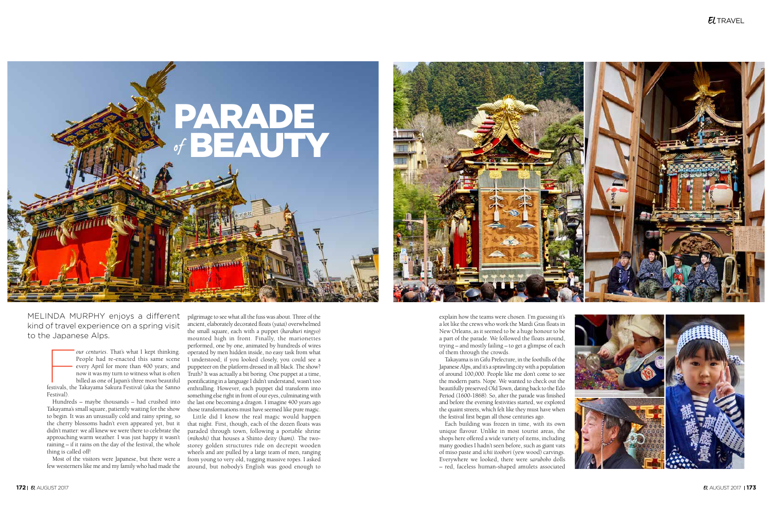# PARADE *of* BEAUTY

MELINDA MURPHY enjoys a different kind of travel experience on a spring visit to the Japanese Alps.

Four centuries. That's what I kept thinking. People had re-enacted this same scene every April for more than 400 years; and now it was my turn to witness what is often billed as one of Japan's three most beautiful festivals, the Takayama Sakura Festival (aka the Sanno Festival).

Hundreds – maybe thousands – had crushed into Takayama's small square, patiently waiting for the show to begin. It was an unusually cold and rainy spring, so the cherry blossoms hadn't even appeared yet, but it didn't matter: we all knew we were there to celebrate the approaching warm weather. I was just happy it wasn't raining – if it rains on the day of the festival, the whole thing is called off!

Most of the visitors were Japanese, but there were a few westerners like me and my family who had made the pilgrimage to see what all the fuss was about. Three of the ancient, elaborately decorated floats (*yatai*) overwhelmed the small square, each with a puppet (*karakuri ningyo*) mounted high in front. Finally, the marionettes performed, one by one, animated by men hidden inside, no easy task from what I understood; if you looked closely, you could see a puppeteer on the platform dressed in all black. The show? Truth? It was actually a bit boring. One puppet at a time, pontificating in a language I didn't understand, wasn't too enthralling. However, each puppet did transform into something else right in front of our eyes, culminating with the last one becoming a dragon. I imagine 400 years ago those transformations must have seemed like pure magic.

Little did I know the real magic would happen that night. First, though, each of the dozen floats was paraded through town, following a portable shrine (*mikoshi*) that houses a Shinto deity (*kami*). The two-storey golden structures ride on decrepit wooden wheels and are pulled by a large team of men, ranging from young to very old, tugging massive ropes. I asked around, but nobody's English was good enough to explain how the teams were chosen. I'm guessing it's a lot like the crews who work the Mardi Gras floats in New Orleans, as it seemed to be a huge honour to be a part of the parade. We followed the floats around, trying – and mostly failing – to get a glimpse of each of them through the crowds.

Takayama is in Gifu Prefecture, in the foothills of the Japanese Alps, and it's a sprawling city with a population of around 100,000. People like me don't come to see the modern parts. Nope. We wanted to check out the beautifully preserved Old Town, dating back to the Edo Period (1600-1868). So, after the parade was finished and before the evening festivities started, we explored the quaint streets, which felt like they must have when the festival first began all those centuries ago.

Each building was frozen in time, with its own unique flavour. Unlike in most tourist areas, the shops here offered a wide variety of items, including many goodies I hadn't seen before, such as giant vats of miso paste and *ichii itoobori* (yew wood) carvings. Everywhere we looked, there were *sarubobo* dolls – red, faceless human-shaped amulets associated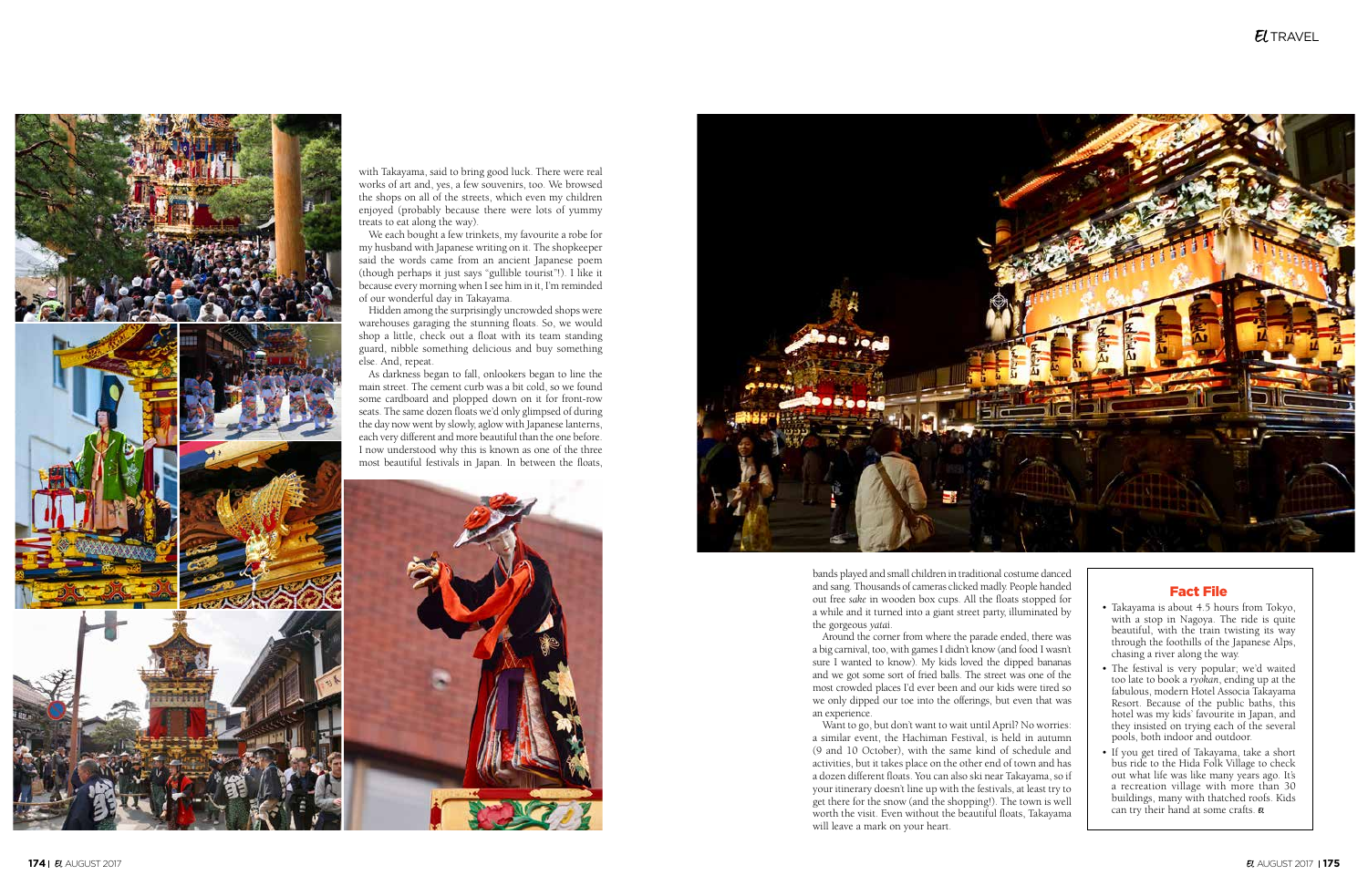with Takayama, said to bring good luck. There were real works of art and, yes, a few souvenirs, too. We browsed the shops on all of the streets, which even my children enjoyed (probably because there were lots of yummy treats to eat along the way).

We each bought a few trinkets, my favourite a robe for my husband with Japanese writing on it. The shopkeeper said the words came from an ancient Japanese poem (though perhaps it just says "gullible tourist"!). I like it because every morning when I see him in it, I'm reminded of our wonderful day in Takayama.

Hidden among the surprisingly uncrowded shops were warehouses garaging the stunning floats. So, we would shop a little, check out a float with its team standing guard, nibble something delicious and buy something else. And, repeat.

As darkness began to fall, onlookers began to line the main street. The cement curb was a bit cold, so we found some cardboard and plopped down on it for front-row seats. The same dozen floats we'd only glimpsed of during the day now went by slowly, aglow with Japanese lanterns, each very different and more beautiful than the one before. I now understood why this is known as one of the three most beautiful festivals in Japan. In between the floats, bands played and small children in traditional costume danced and sang. Thousands of cameras clicked madly. People handed out free *sake* in wooden box cups. All the floats stopped for a while and it turned into a giant street party, illuminated by the gorgeous *yatai*.

Around the corner from where the parade ended, there was a big carnival, too, with games I didn't know (and food I wasn't sure I wanted to know). My kids loved the dipped bananas and we got some sort of fried balls. The street was one of the most crowded places I'd ever been and our kids were tired so we only dipped our toe into the offerings, but even that was an experience.

Want to go, but don't want to wait until April? No worries: a similar event, the Hachiman Festival, is held in autumn (9 and 10 October), with the same kind of schedule and activities, but it takes place on the other end of town and has a dozen different floats. You can also ski near Takayama, so if your itinerary doesn't line up with the festivals, at least try to get there for the snow (and the shopping!). The town is well worth the visit. Even without the beautiful floats, Takayama will leave a mark on your heart.

## Fact File

- Takayama is about 4.5 hours from Tokyo, with a stop in Nagoya. The ride is quite beautiful, with the train twisting its way through the foothills of the Japanese Alps, chasing a river along the way.
- The festival is very popular; we'd waited too late to book a *ryokan*, ending up at the fabulous, modern Hotel Associa Takayama Resort. Because of the public baths, this hotel was my kids' favourite in Japan, and they insisted on trying each of the several pools, both indoor and outdoor.
- If you get tired of Takayama, take a short bus ride to the Hida Folk Village to check out what life was like many years ago. It's a recreation village with more than 30 buildings, many with thatched roofs. Kids can try their hand at some crafts.